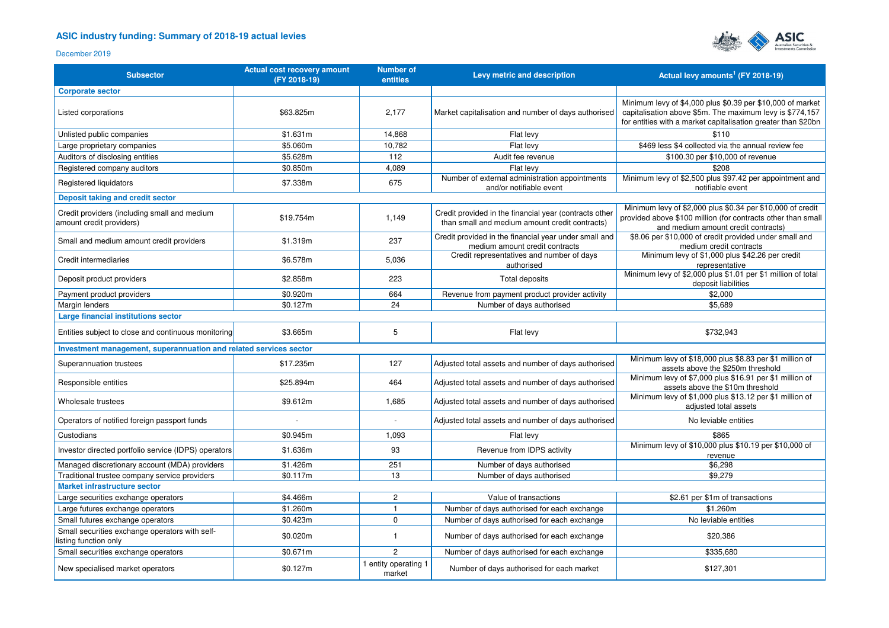# ASIC industry funding: Summary of 2018-19 actual levies

December 2019

| Subsector | Actual cost recovery amount (FY 2018-19) | Number of entities | Levy metric and description | Actual levy amounts[1] (FY 2018-19) |
|---|---|---|---|---|
| **Corporate sector** | | | | |
| Listed corporations | $63.825m | 2,177 | Market capitalisation and number of days authorised | Minimum levy of $4,000 plus $0.39 per $10,000 of market capitalisation above $5m. The maximum levy is $774,157 for entities with a market capitalisation greater than $20bn |
| Unlisted public companies | $1.631m | 14,868 | Flat levy | $110 |
| Large proprietary companies | $5.060m | 10,782 | Flat levy | $469 less $4 collected via the annual review fee |
| Auditors of disclosing entities | $5.628m | 112 | Audit fee revenue | $100.30 per $10,000 of revenue |
| Registered company auditors | $0.850m | 4,089 | Flat levy | $208 |
| Registered liquidators | $7.338m | 675 | Number of external administration appointments and/or notifiable event | Minimum levy of $2,500 plus $97.42 per appointment and notifiable event |
| **Deposit taking and credit sector** | | | | |
| Credit providers (including small and medium amount credit providers) | $19.754m | 1,149 | Credit provided in the financial year (contracts other than small and medium amount credit contracts) | Minimum levy of $2,000 plus $0.34 per $10,000 of credit provided above $100 million (for contracts other than small and medium amount credit contracts) |
| Small and medium amount credit providers | $1.319m | 237 | Credit provided in the financial year under small and medium amount credit contracts | $8.06 per $10,000 of credit provided under small and medium credit contracts |
| Credit intermediaries | $6.578m | 5,036 | Credit representatives and number of days authorised | Minimum levy of $1,000 plus $42.26 per credit representative |
| Deposit product providers | $2.858m | 223 | Total deposits | Minimum levy of $2,000 plus $1.01 per $1 million of total deposit liabilities |
| Payment product providers | $0.920m | 664 | Revenue from payment product provider activity | $2,000 |
| Margin lenders | $0.127m | 24 | Number of days authorised | $5,689 |
| **Large financial institutions sector** | | | | |
| Entities subject to close and continuous monitoring | $3.665m | 5 | Flat levy | $732,943 |
| **Investment management, superannuation and related services sector** | | | | |
| Superannuation trustees | $17.235m | 127 | Adjusted total assets and number of days authorised | Minimum levy of $18,000 plus $8.83 per $1 million of assets above the $250m threshold |
| Responsible entities | $25.894m | 464 | Adjusted total assets and number of days authorised | Minimum levy of $7,000 plus $16.91 per $1 million of assets above the $10m threshold |
| Wholesale trustees | $9.612m | 1,685 | Adjusted total assets and number of days authorised | Minimum levy of $1,000 plus $13.12 per $1 million of adjusted total assets |
| Operators of notified foreign passport funds | - | - | Adjusted total assets and number of days authorised | No leviable entities |
| Custodians | $0.945m | 1,093 | Flat levy | $865 |
| Investor directed portfolio service (IDPS) operators | $1.636m | 93 | Revenue from IDPS activity | Minimum levy of $10,000 plus $10.19 per $10,000 of revenue |
| Managed discretionary account (MDA) providers | $1.426m | 251 | Number of days authorised | $6,298 |
| Traditional trustee company service providers | $0.117m | 13 | Number of days authorised | $9,279 |
| **Market infrastructure sector** | | | | |
| Large securities exchange operators | $4.466m | 2 | Value of transactions | $2.61 per $1m of transactions |
| Large futures exchange operators | $1.260m | 1 | Number of days authorised for each exchange | $1.260m |
| Small futures exchange operators | $0.423m | 0 | Number of days authorised for each exchange | No leviable entities |
| Small securities exchange operators with self-listing function only | $0.020m | 1 | Number of days authorised for each exchange | $20,386 |
| Small securities exchange operators | $0.671m | 2 | Number of days authorised for each exchange | $335,680 |
| New specialised market operators | $0.127m | 1 entity operating 1 market | Number of days authorised for each market | $127,301 |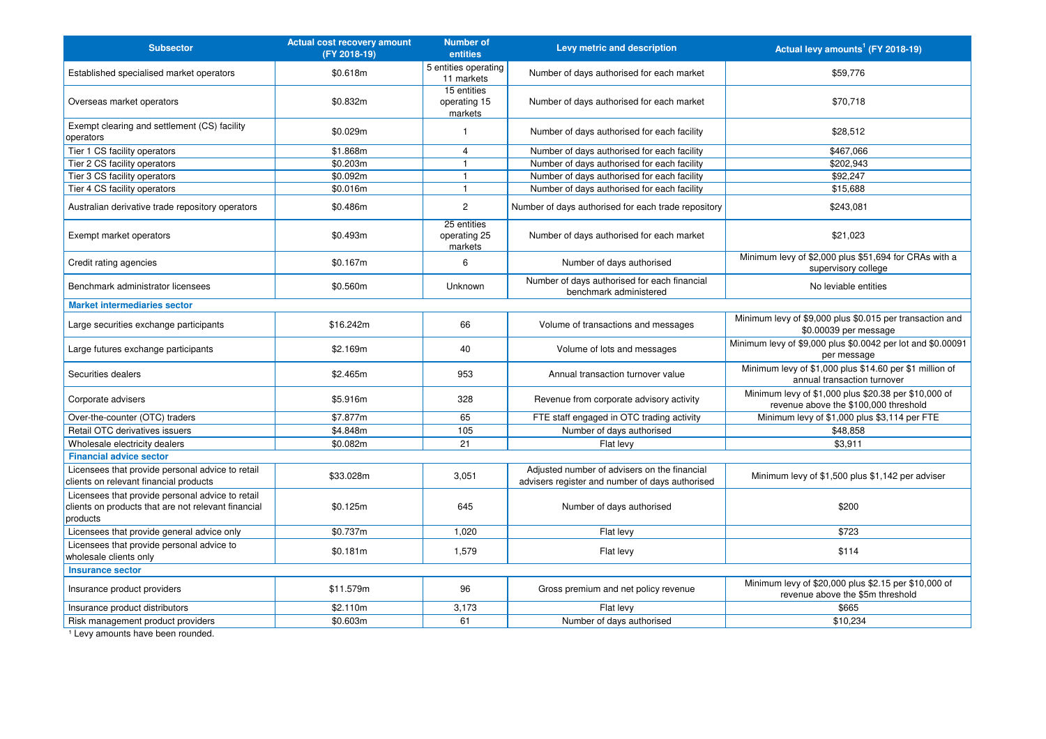| Subsector | Actual cost recovery amount (FY 2018-19) | Number of entities | Levy metric and description | Actual levy amounts[1] (FY 2018-19) |
|---|---|---|---|---|
| Established specialised market operators | $0.618m | 5 entities operating 11 markets | Number of days authorised for each market | $59,776 |
| Overseas market operators | $0.832m | 15 entities operating 15 markets | Number of days authorised for each market | $70,718 |
| Exempt clearing and settlement (CS) facility operators | $0.029m | 1 | Number of days authorised for each facility | $28,512 |
| Tier 1 CS facility operators | $1.868m | 4 | Number of days authorised for each facility | $467,066 |
| Tier 2 CS facility operators | $0.203m | 1 | Number of days authorised for each facility | $202,943 |
| Tier 3 CS facility operators | $0.092m | 1 | Number of days authorised for each facility | $92,247 |
| Tier 4 CS facility operators | $0.016m | 1 | Number of days authorised for each facility | $15,688 |
| Australian derivative trade repository operators | $0.486m | 2 | Number of days authorised for each trade repository | $243,081 |
| Exempt market operators | $0.493m | 25 entities operating 25 markets | Number of days authorised for each market | $21,023 |
| Credit rating agencies | $0.167m | 6 | Number of days authorised | Minimum levy of $2,000 plus $51,694 for CRAs with a supervisory college |
| Benchmark administrator licensees | $0.560m | Unknown | Number of days authorised for each financial benchmark administered | No leviable entities |
| **Market intermediaries sector** | | | | |
| Large securities exchange participants | $16.242m | 66 | Volume of transactions and messages | Minimum levy of $9,000 plus $0.015 per transaction and $0.00039 per message |
| Large futures exchange participants | $2.169m | 40 | Volume of lots and messages | Minimum levy of $9,000 plus $0.0042 per lot and $0.00091 per message |
| Securities dealers | $2.465m | 953 | Annual transaction turnover value | Minimum levy of $1,000 plus $14.60 per $1 million of annual transaction turnover |
| Corporate advisers | $5.916m | 328 | Revenue from corporate advisory activity | Minimum levy of $1,000 plus $20.38 per $10,000 of revenue above the $100,000 threshold |
| Over-the-counter (OTC) traders | $7.877m | 65 | FTE staff engaged in OTC trading activity | Minimum levy of $1,000 plus $3,114 per FTE |
| Retail OTC derivatives issuers | $4.848m | 105 | Number of days authorised | $48,858 |
| Wholesale electricity dealers | $0.082m | 21 | Flat levy | $3,911 |
| **Financial advice sector** | | | | |
| Licensees that provide personal advice to retail clients on relevant financial products | $33.028m | 3,051 | Adjusted number of advisers on the financial advisers register and number of days authorised | Minimum levy of $1,500 plus $1,142 per adviser |
| Licensees that provide personal advice to retail clients on products that are not relevant financial products | $0.125m | 645 | Number of days authorised | $200 |
| Licensees that provide general advice only | $0.737m | 1,020 | Flat levy | $723 |
| Licensees that provide personal advice to wholesale clients only | $0.181m | 1,579 | Flat levy | $114 |
| **Insurance sector** | | | | |
| Insurance product providers | $11.579m | 96 | Gross premium and net policy revenue | Minimum levy of $20,000 plus $2.15 per $10,000 of revenue above the $5m threshold |
| Insurance product distributors | $2.110m | 3,173 | Flat levy | $665 |
| Risk management product providers | $0.603m | 61 | Number of days authorised | $10,234 |

[1] Levy amounts have been rounded.